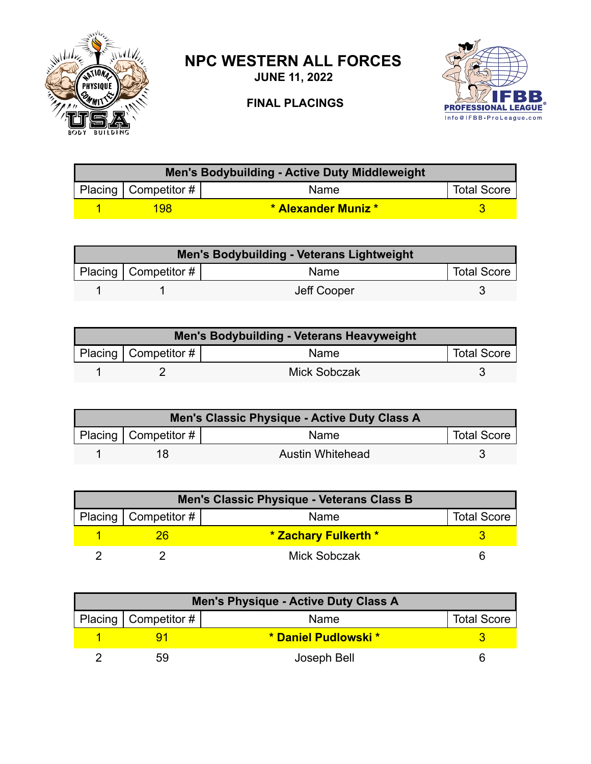# NPC WESTERN ALL FORCES

**JUNE 11, 2022**

**FINAL PLACINGS**

| Men's Bodybuilding - Active Duty Middleweight | | | |
|---|---|---|---|
| Placing | Competitor # | Name | Total Score |
| 1 | 198 | * Alexander Muniz * | 3 |

| Men's Bodybuilding - Veterans Lightweight | | | |
|---|---|---|---|
| Placing | Competitor # | Name | Total Score |
| 1 | 1 | Jeff Cooper | 3 |

| Men's Bodybuilding - Veterans Heavyweight | | | |
|---|---|---|---|
| Placing | Competitor # | Name | Total Score |
| 1 | 2 | Mick Sobczak | 3 |

| Men's Classic Physique - Active Duty Class A | | | |
|---|---|---|---|
| Placing | Competitor # | Name | Total Score |
| 1 | 18 | Austin Whitehead | 3 |

| Men's Classic Physique - Veterans Class B | | | |
|---|---|---|---|
| Placing | Competitor # | Name | Total Score |
| 1 | 26 | * Zachary Fulkerth * | 3 |
| 2 | 2 | Mick Sobczak | 6 |

| Men's Physique - Active Duty Class A | | | |
|---|---|---|---|
| Placing | Competitor # | Name | Total Score |
| 1 | 91 | * Daniel Pudlowski * | 3 |
| 2 | 59 | Joseph Bell | 6 |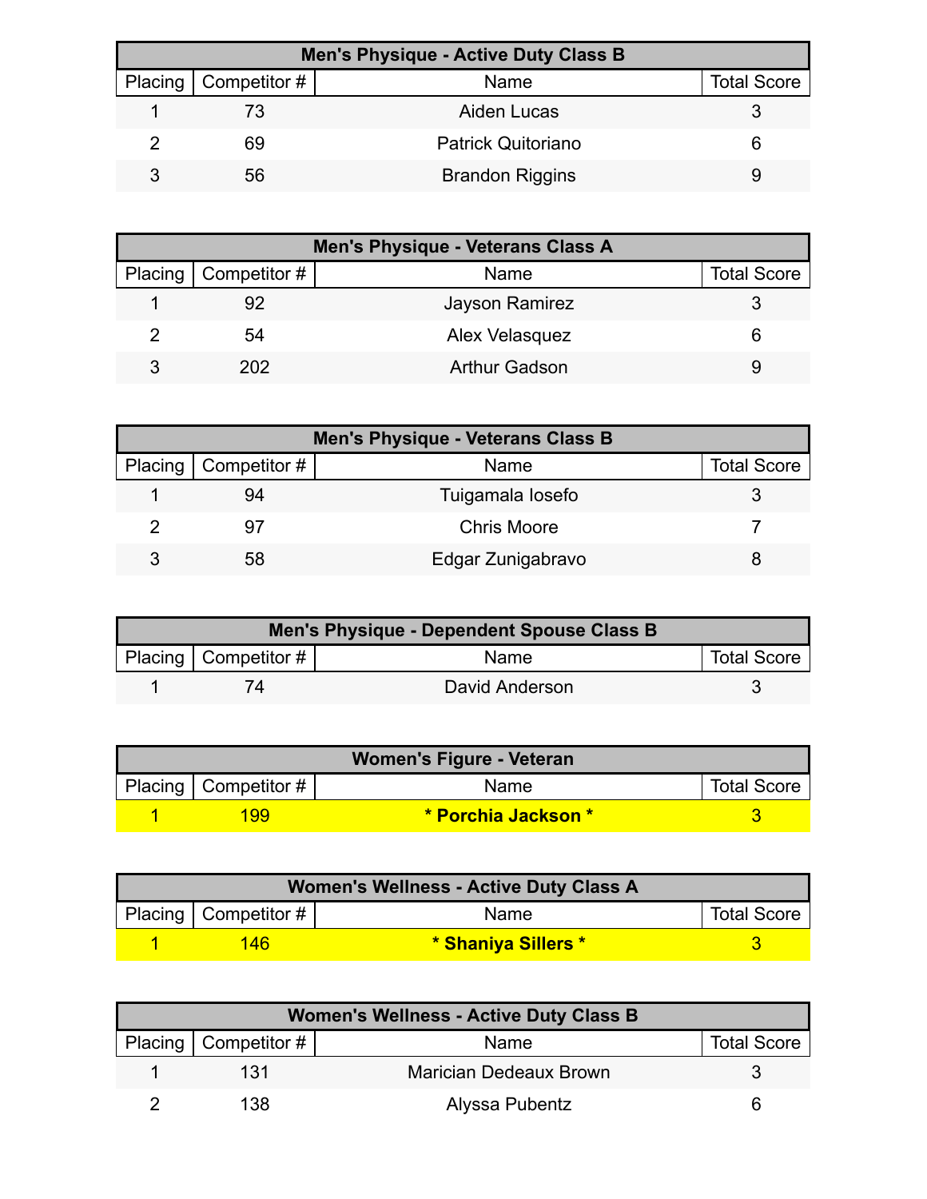| Men's Physique - Active Duty Class B | | | |
|---|---|---|---|
| Placing | Competitor # | Name | Total Score |
| 1 | 73 | Aiden Lucas | 3 |
| 2 | 69 | Patrick Quitoriano | 6 |
| 3 | 56 | Brandon Riggins | 9 |

| Men's Physique - Veterans Class A | | | |
|---|---|---|---|
| Placing | Competitor # | Name | Total Score |
| 1 | 92 | Jayson Ramirez | 3 |
| 2 | 54 | Alex Velasquez | 6 |
| 3 | 202 | Arthur Gadson | 9 |

| Men's Physique - Veterans Class B | | | |
|---|---|---|---|
| Placing | Competitor # | Name | Total Score |
| 1 | 94 | Tuigamala Iosefo | 3 |
| 2 | 97 | Chris Moore | 7 |
| 3 | 58 | Edgar Zunigabravo | 8 |

| Men's Physique - Dependent Spouse Class B | | | |
|---|---|---|---|
| Placing | Competitor # | Name | Total Score |
| 1 | 74 | David Anderson | 3 |

| Women's Figure - Veteran | | | |
|---|---|---|---|
| Placing | Competitor # | Name | Total Score |
| 1 | 199 | **\* Porchia Jackson \*** | 3 |

| Women's Wellness - Active Duty Class A | | | |
|---|---|---|---|
| Placing | Competitor # | Name | Total Score |
| 1 | 146 | **\* Shaniya Sillers \*** | 3 |

| Women's Wellness - Active Duty Class B | | | |
|---|---|---|---|
| Placing | Competitor # | Name | Total Score |
| 1 | 131 | Marician Dedeaux Brown | 3 |
| 2 | 138 | Alyssa Pubentz | 6 |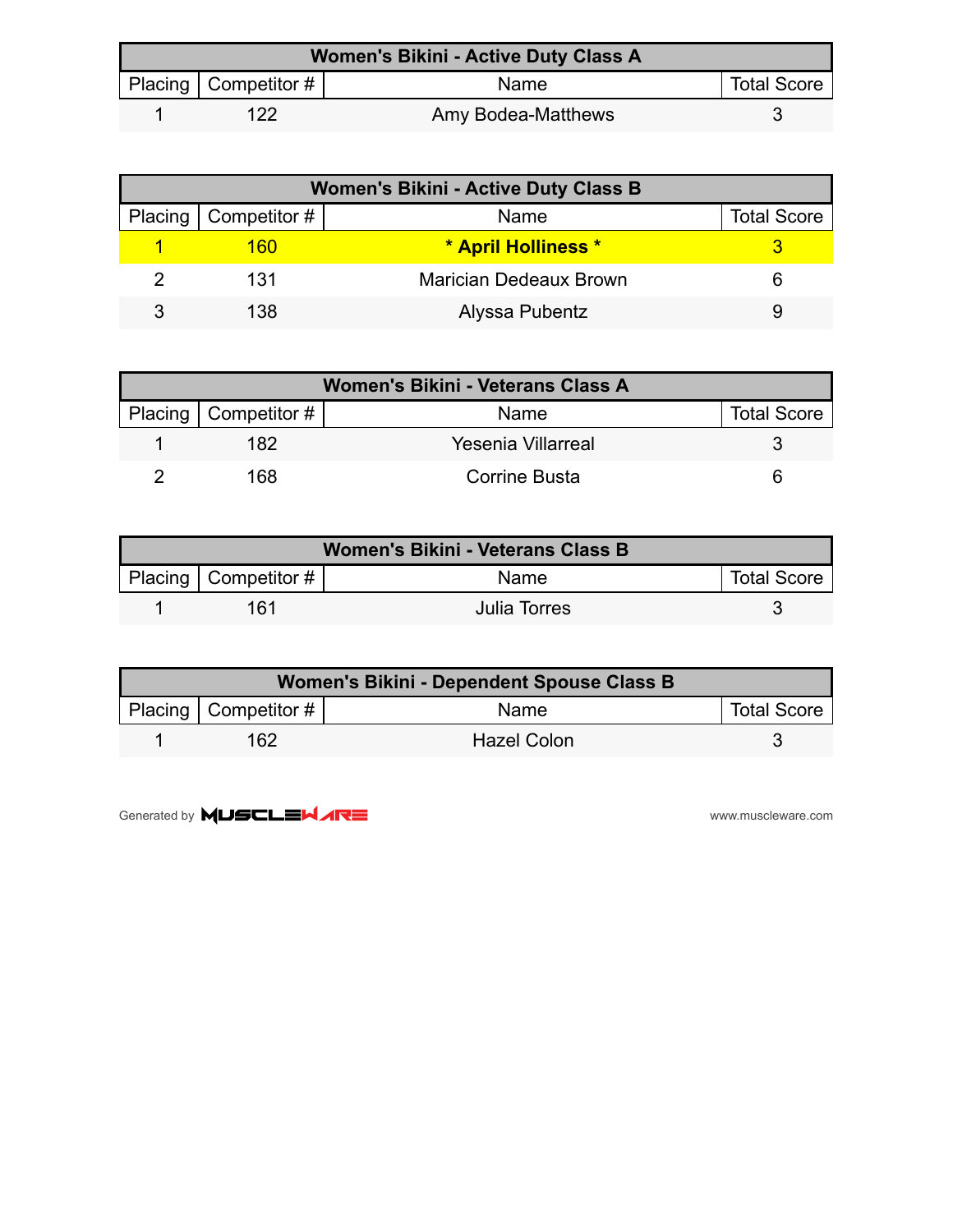| Women's Bikini - Active Duty Class A | | | |
| --- | --- | --- | --- |
| Placing | Competitor # | Name | Total Score |
| 1 | 122 | Amy Bodea-Matthews | 3 |

| Women's Bikini - Active Duty Class B | | | |
| --- | --- | --- | --- |
| Placing | Competitor # | Name | Total Score |
| 1 | 160 | **\* April Holliness \*** | 3 |
| 2 | 131 | Marician Dedeaux Brown | 6 |
| 3 | 138 | Alyssa Pubentz | 9 |

| Women's Bikini - Veterans Class A | | | |
| --- | --- | --- | --- |
| Placing | Competitor # | Name | Total Score |
| 1 | 182 | Yesenia Villarreal | 3 |
| 2 | 168 | Corrine Busta | 6 |

| Women's Bikini - Veterans Class B | | | |
| --- | --- | --- | --- |
| Placing | Competitor # | Name | Total Score |
| 1 | 161 | Julia Torres | 3 |

| Women's Bikini - Dependent Spouse Class B | | | |
| --- | --- | --- | --- |
| Placing | Competitor # | Name | Total Score |
| 1 | 162 | Hazel Colon | 3 |

Generated by MUSCLEWARE www.muscleware.com